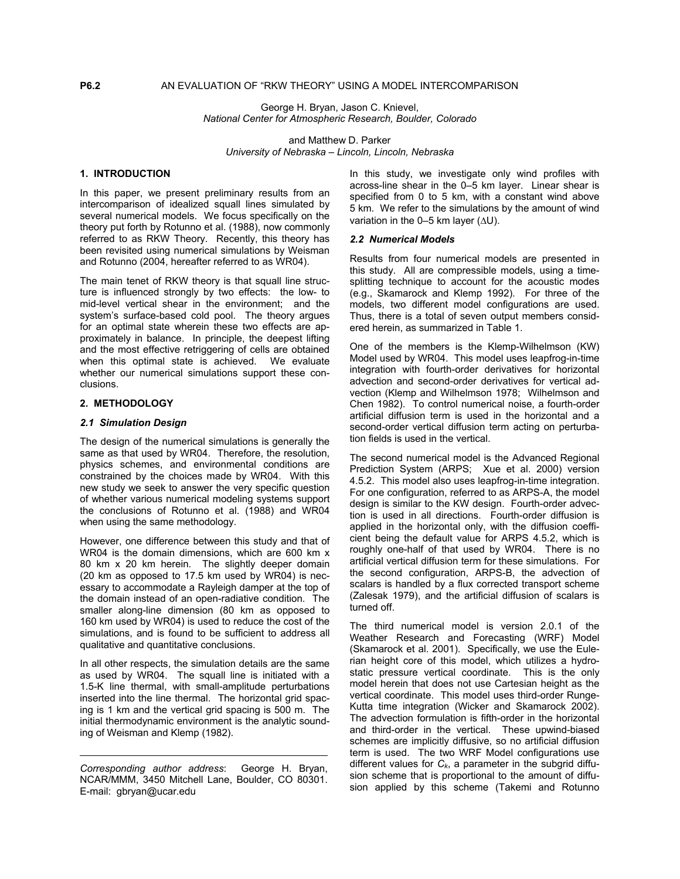**P6.2** AN EVALUATION OF "RKW THEORY" USING A MODEL INTERCOMPARISON

George H. Bryan, Jason C. Knievel,
*National Center for Atmospheric Research, Boulder, Colorado*

and Matthew D. Parker
*University of Nebraska – Lincoln, Lincoln, Nebraska*

## 1. INTRODUCTION

In this paper, we present preliminary results from an intercomparison of idealized squall lines simulated by several numerical models. We focus specifically on the theory put forth by Rotunno et al. (1988), now commonly referred to as RKW Theory. Recently, this theory has been revisited using numerical simulations by Weisman and Rotunno (2004, hereafter referred to as WR04).

The main tenet of RKW theory is that squall line structure is influenced strongly by two effects: the low- to mid-level vertical shear in the environment; and the system's surface-based cold pool. The theory argues for an optimal state wherein these two effects are approximately in balance. In principle, the deepest lifting and the most effective retriggering of cells are obtained when this optimal state is achieved. We evaluate whether our numerical simulations support these conclusions.

## 2. METHODOLOGY

### *2.1 Simulation Design*

The design of the numerical simulations is generally the same as that used by WR04. Therefore, the resolution, physics schemes, and environmental conditions are constrained by the choices made by WR04. With this new study we seek to answer the very specific question of whether various numerical modeling systems support the conclusions of Rotunno et al. (1988) and WR04 when using the same methodology.

However, one difference between this study and that of WR04 is the domain dimensions, which are 600 km x 80 km x 20 km herein. The slightly deeper domain (20 km as opposed to 17.5 km used by WR04) is necessary to accommodate a Rayleigh damper at the top of the domain instead of an open-radiative condition. The smaller along-line dimension (80 km as opposed to 160 km used by WR04) is used to reduce the cost of the simulations, and is found to be sufficient to address all qualitative and quantitative conclusions.

In all other respects, the simulation details are the same as used by WR04. The squall line is initiated with a 1.5-K line thermal, with small-amplitude perturbations inserted into the line thermal. The horizontal grid spacing is 1 km and the vertical grid spacing is 500 m. The initial thermodynamic environment is the analytic sounding of Weisman and Klemp (1982).

In this study, we investigate only wind profiles with across-line shear in the 0–5 km layer. Linear shear is specified from 0 to 5 km, with a constant wind above 5 km. We refer to the simulations by the amount of wind variation in the 0–5 km layer ($\Delta$U).

### *2.2 Numerical Models*

Results from four numerical models are presented in this study. All are compressible models, using a time-splitting technique to account for the acoustic modes (e.g., Skamarock and Klemp 1992). For three of the models, two different model configurations are used. Thus, there is a total of seven output members considered herein, as summarized in Table 1.

One of the members is the Klemp-Wilhelmson (KW) Model used by WR04. This model uses leapfrog-in-time integration with fourth-order derivatives for horizontal advection and second-order derivatives for vertical advection (Klemp and Wilhelmson 1978; Wilhelmson and Chen 1982). To control numerical noise, a fourth-order artificial diffusion term is used in the horizontal and a second-order vertical diffusion term acting on perturbation fields is used in the vertical.

The second numerical model is the Advanced Regional Prediction System (ARPS; Xue et al. 2000) version 4.5.2. This model also uses leapfrog-in-time integration. For one configuration, referred to as ARPS-A, the model design is similar to the KW design. Fourth-order advection is used in all directions. Fourth-order diffusion is applied in the horizontal only, with the diffusion coefficient being the default value for ARPS 4.5.2, which is roughly one-half of that used by WR04. There is no artificial vertical diffusion term for these simulations. For the second configuration, ARPS-B, the advection of scalars is handled by a flux corrected transport scheme (Zalesak 1979), and the artificial diffusion of scalars is turned off.

The third numerical model is version 2.0.1 of the Weather Research and Forecasting (WRF) Model (Skamarock et al. 2001). Specifically, we use the Eulerian height core of this model, which utilizes a hydrostatic pressure vertical coordinate. This is the only model herein that does not use Cartesian height as the vertical coordinate. This model uses third-order Runge-Kutta time integration (Wicker and Skamarock 2002). The advection formulation is fifth-order in the horizontal and third-order in the vertical. These upwind-biased schemes are implicitly diffusive, so no artificial diffusion term is used. The two WRF Model configurations use different values for $C_k$, a parameter in the subgrid diffusion scheme that is proportional to the amount of diffusion applied by this scheme (Takemi and Rotunno

---

*Corresponding author address*: George H. Bryan, NCAR/MMM, 3450 Mitchell Lane, Boulder, CO 80301. E-mail: gbryan@ucar.edu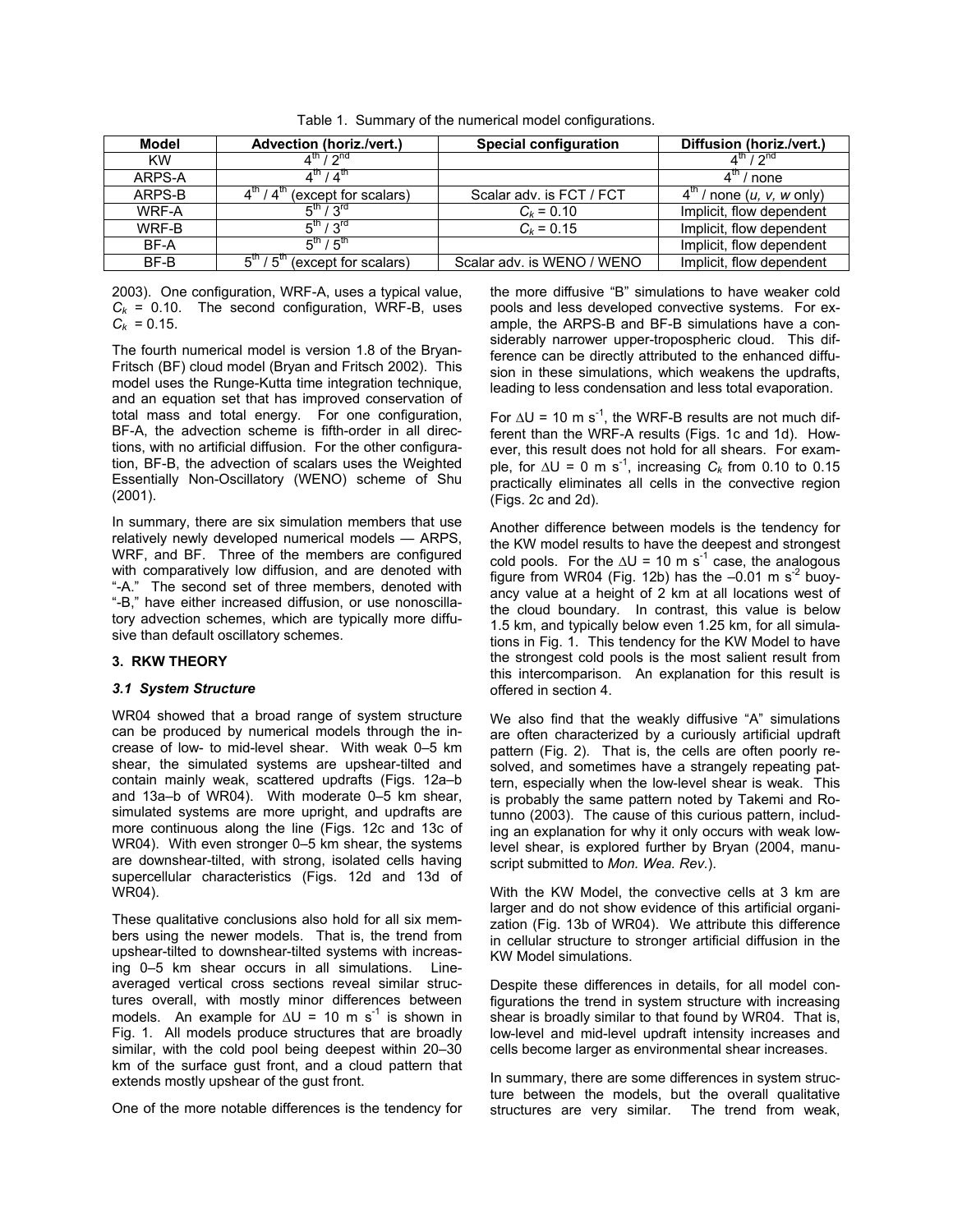Table 1. Summary of the numerical model configurations.

| Model | Advection (horiz./vert.) | Special configuration | Diffusion (horiz./vert.) |
|---|---|---|---|
| KW | $4^{th}$ / $2^{nd}$ | | $4^{th}$ / $2^{nd}$ |
| ARPS-A | $4^{th}$ / $4^{th}$ | | $4^{th}$ / none |
| ARPS-B | $4^{th}$ / $4^{th}$ (except for scalars) | Scalar adv. is FCT / FCT | $4^{th}$ / none (*u, v, w* only) |
| WRF-A | $5^{th}$ / $3^{rd}$ | $C_k$ = 0.10 | Implicit, flow dependent |
| WRF-B | $5^{th}$ / $3^{rd}$ | $C_k$ = 0.15 | Implicit, flow dependent |
| BF-A | $5^{th}$ / $5^{th}$ | | Implicit, flow dependent |
| BF-B | $5^{th}$ / $5^{th}$ (except for scalars) | Scalar adv. is WENO / WENO | Implicit, flow dependent |

2003). One configuration, WRF-A, uses a typical value, $C_k$ = 0.10. The second configuration, WRF-B, uses $C_k$ = 0.15.

The fourth numerical model is version 1.8 of the Bryan-Fritsch (BF) cloud model (Bryan and Fritsch 2002). This model uses the Runge-Kutta time integration technique, and an equation set that has improved conservation of total mass and total energy. For one configuration, BF-A, the advection scheme is fifth-order in all directions, with no artificial diffusion. For the other configuration, BF-B, the advection of scalars uses the Weighted Essentially Non-Oscillatory (WENO) scheme of Shu (2001).

In summary, there are six simulation members that use relatively newly developed numerical models — ARPS, WRF, and BF. Three of the members are configured with comparatively low diffusion, and are denoted with "-A." The second set of three members, denoted with "-B," have either increased diffusion, or use nonoscillatory advection schemes, which are typically more diffusive than default oscillatory schemes.

## 3. RKW THEORY

### *3.1 System Structure*

WR04 showed that a broad range of system structure can be produced by numerical models through the increase of low- to mid-level shear. With weak 0–5 km shear, the simulated systems are upshear-tilted and contain mainly weak, scattered updrafts (Figs. 12a–b and 13a–b of WR04). With moderate 0–5 km shear, simulated systems are more upright, and updrafts are more continuous along the line (Figs. 12c and 13c of WR04). With even stronger 0–5 km shear, the systems are downshear-tilted, with strong, isolated cells having supercellular characteristics (Figs. 12d and 13d of WR04).

These qualitative conclusions also hold for all six members using the newer models. That is, the trend from upshear-tilted to downshear-tilted systems with increasing 0–5 km shear occurs in all simulations. Line-averaged vertical cross sections reveal similar structures overall, with mostly minor differences between models. An example for $\Delta U$ = 10 m s$^{-1}$ is shown in Fig. 1. All models produce structures that are broadly similar, with the cold pool being deepest within 20–30 km of the surface gust front, and a cloud pattern that extends mostly upshear of the gust front.

One of the more notable differences is the tendency for the more diffusive "B" simulations to have weaker cold pools and less developed convective systems. For example, the ARPS-B and BF-B simulations have a considerably narrower upper-tropospheric cloud. This difference can be directly attributed to the enhanced diffusion in these simulations, which weakens the updrafts, leading to less condensation and less total evaporation.

For $\Delta U$ = 10 m s$^{-1}$, the WRF-B results are not much different than the WRF-A results (Figs. 1c and 1d). However, this result does not hold for all shears. For example, for $\Delta U$ = 0 m s$^{-1}$, increasing $C_k$ from 0.10 to 0.15 practically eliminates all cells in the convective region (Figs. 2c and 2d).

Another difference between models is the tendency for the KW model results to have the deepest and strongest cold pools. For the $\Delta U$ = 10 m s$^{-1}$ case, the analogous figure from WR04 (Fig. 12b) has the –0.01 m s$^{-2}$ buoyancy value at a height of 2 km at all locations west of the cloud boundary. In contrast, this value is below 1.5 km, and typically below even 1.25 km, for all simulations in Fig. 1. This tendency for the KW Model to have the strongest cold pools is the most salient result from this intercomparison. An explanation for this result is offered in section 4.

We also find that the weakly diffusive "A" simulations are often characterized by a curiously artificial updraft pattern (Fig. 2). That is, the cells are often poorly resolved, and sometimes have a strangely repeating pattern, especially when the low-level shear is weak. This is probably the same pattern noted by Takemi and Rotunno (2003). The cause of this curious pattern, including an explanation for why it only occurs with weak low-level shear, is explored further by Bryan (2004, manuscript submitted to *Mon. Wea. Rev.*).

With the KW Model, the convective cells at 3 km are larger and do not show evidence of this artificial organization (Fig. 13b of WR04). We attribute this difference in cellular structure to stronger artificial diffusion in the KW Model simulations.

Despite these differences in details, for all model configurations the trend in system structure with increasing shear is broadly similar to that found by WR04. That is, low-level and mid-level updraft intensity increases and cells become larger as environmental shear increases.

In summary, there are some differences in system structure between the models, but the overall qualitative structures are very similar. The trend from weak,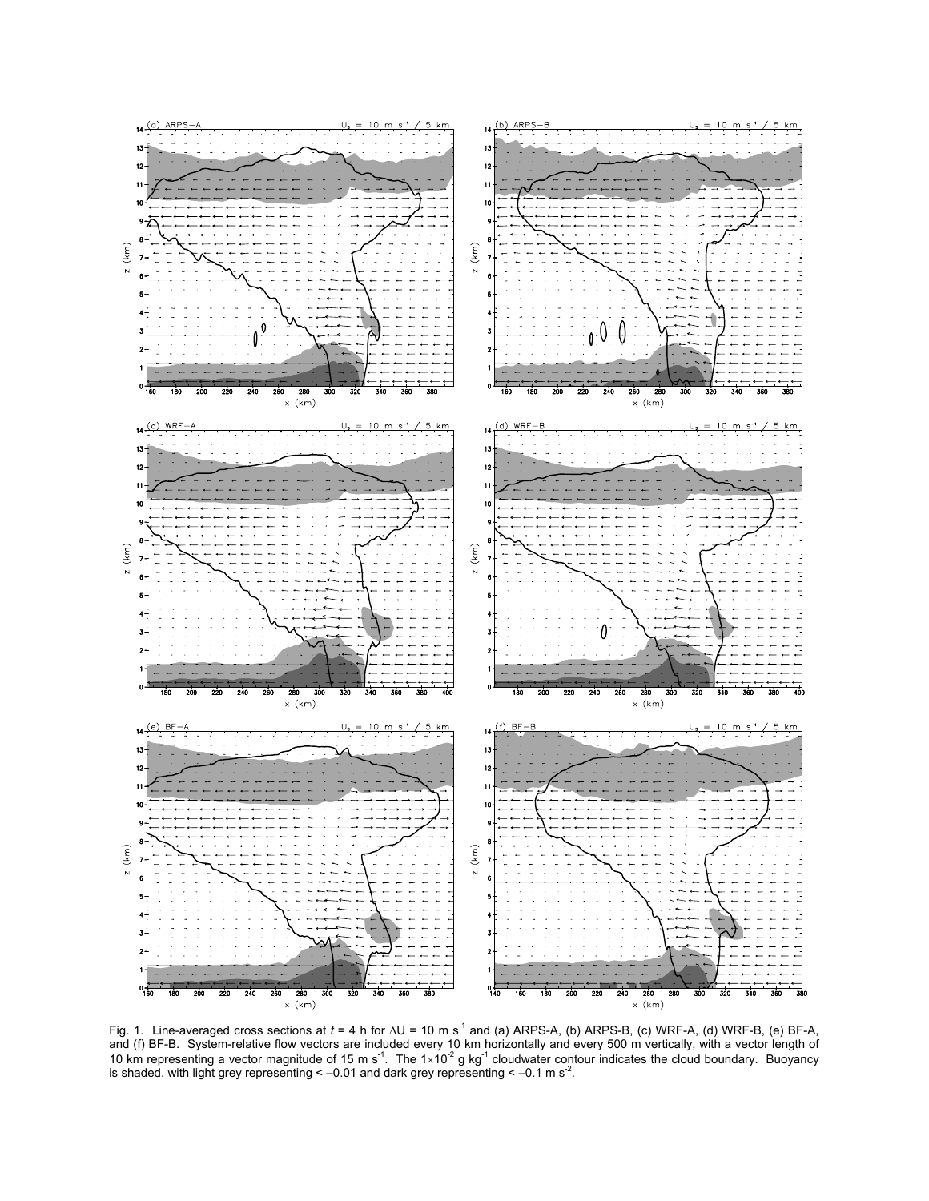Fig. 1. Line-averaged cross sections at $t$ = 4 h for $\Delta U$ = 10 m s$^{-1}$ and (a) ARPS-A, (b) ARPS-B, (c) WRF-A, (d) WRF-B, (e) BF-A, and (f) BF-B. System-relative flow vectors are included every 10 km horizontally and every 500 m vertically, with a vector length of 10 km representing a vector magnitude of 15 m s$^{-1}$. The $1\times10^{-2}$ g kg$^{-1}$ cloudwater contour indicates the cloud boundary. Buoyancy is shaded, with light grey representing < –0.01 and dark grey representing < –0.1 m s$^{-2}$.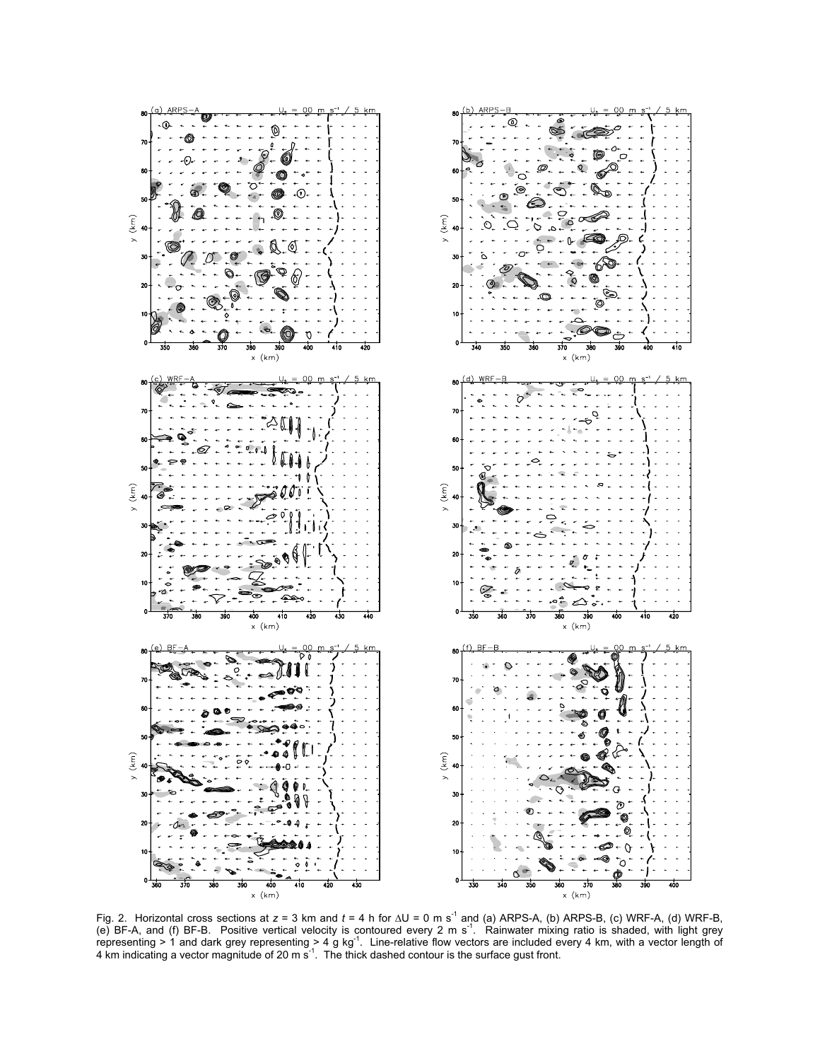Fig. 2. Horizontal cross sections at $z$ = 3 km and $t$ = 4 h for $\Delta U = 0$ m s$^{-1}$ and (a) ARPS-A, (b) ARPS-B, (c) WRF-A, (d) WRF-B, (e) BF-A, and (f) BF-B. Positive vertical velocity is contoured every 2 m s$^{-1}$. Rainwater mixing ratio is shaded, with light grey representing > 1 and dark grey representing > 4 g kg$^{-1}$. Line-relative flow vectors are included every 4 km, with a vector length of 4 km indicating a vector magnitude of 20 m s$^{-1}$. The thick dashed contour is the surface gust front.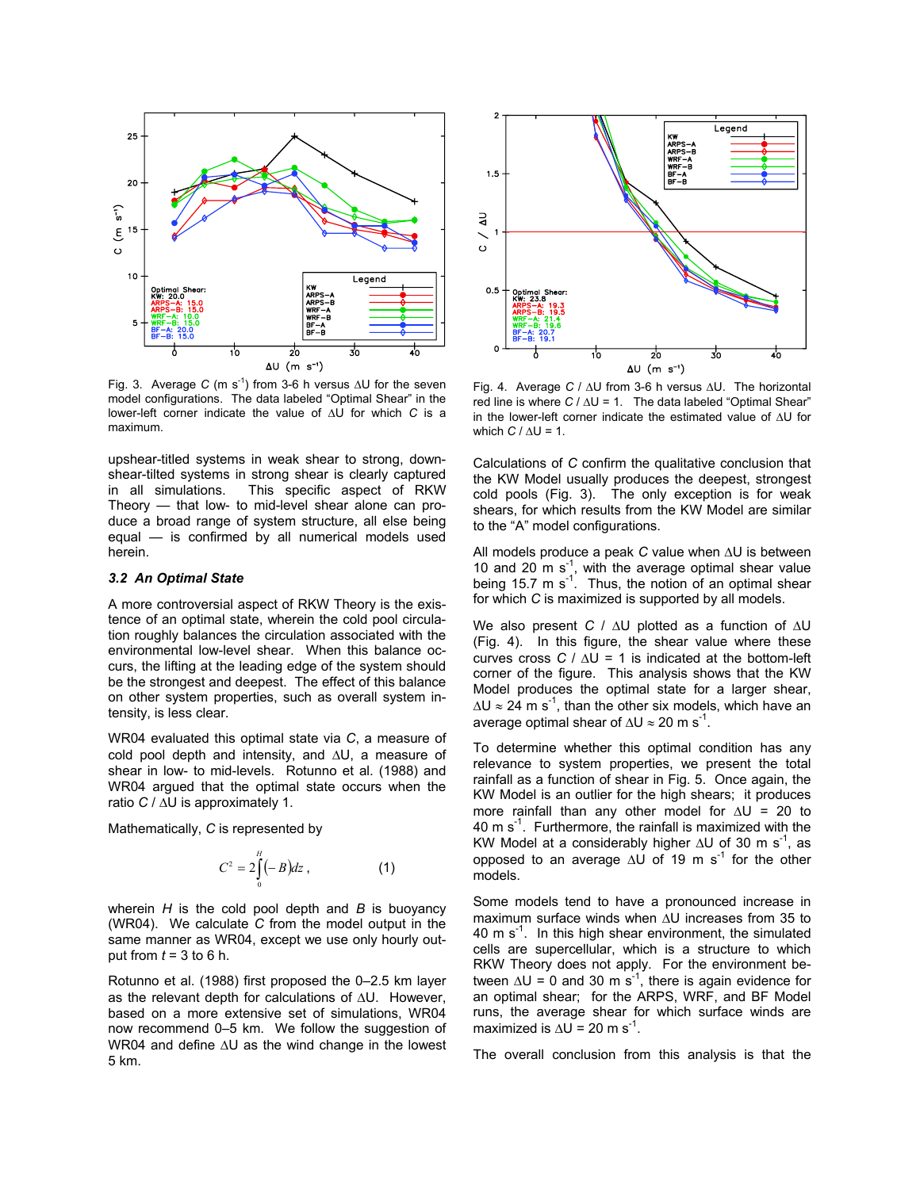Fig. 3. Average $C$ (m s$^{-1}$) from 3-6 h versus $\Delta U$ for the seven model configurations. The data labeled "Optimal Shear" in the lower-left corner indicate the value of $\Delta U$ for which $C$ is a maximum.

Fig. 4. Average $C$ / $\Delta U$ from 3-6 h versus $\Delta U$. The horizontal red line is where $C$ / $\Delta U$ = 1. The data labeled "Optimal Shear" in the lower-left corner indicate the estimated value of $\Delta U$ for which $C$ / $\Delta U$ = 1.

upshear-titled systems in weak shear to strong, downshear-tilted systems in strong shear is clearly captured in all simulations. This specific aspect of RKW Theory — that low- to mid-level shear alone can produce a broad range of system structure, all else being equal — is confirmed by all numerical models used herein.

### *3.2 An Optimal State*

A more controversial aspect of RKW Theory is the existence of an optimal state, wherein the cold pool circulation roughly balances the circulation associated with the environmental low-level shear. When this balance occurs, the lifting at the leading edge of the system should be the strongest and deepest. The effect of this balance on other system properties, such as overall system intensity, is less clear.

WR04 evaluated this optimal state via $C$, a measure of cold pool depth and intensity, and $\Delta U$, a measure of shear in low- to mid-levels. Rotunno et al. (1988) and WR04 argued that the optimal state occurs when the ratio $C$ / $\Delta U$ is approximately 1.

Mathematically, $C$ is represented by

$$C^2 = 2\int_0^H (-B)dz\,, \qquad (1)$$

wherein $H$ is the cold pool depth and $B$ is buoyancy (WR04). We calculate $C$ from the model output in the same manner as WR04, except we use only hourly output from $t$ = 3 to 6 h.

Rotunno et al. (1988) first proposed the 0–2.5 km layer as the relevant depth for calculations of $\Delta U$. However, based on a more extensive set of simulations, WR04 now recommend 0–5 km. We follow the suggestion of WR04 and define $\Delta U$ as the wind change in the lowest 5 km.

Calculations of $C$ confirm the qualitative conclusion that the KW Model usually produces the deepest, strongest cold pools (Fig. 3). The only exception is for weak shears, for which results from the KW Model are similar to the "A" model configurations.

All models produce a peak $C$ value when $\Delta U$ is between 10 and 20 m s$^{-1}$, with the average optimal shear value being 15.7 m s$^{-1}$. Thus, the notion of an optimal shear for which $C$ is maximized is supported by all models.

We also present $C$ / $\Delta U$ plotted as a function of $\Delta U$ (Fig. 4). In this figure, the shear value where these curves cross $C$ / $\Delta U$ = 1 is indicated at the bottom-left corner of the figure. This analysis shows that the KW Model produces the optimal state for a larger shear, $\Delta U \approx$ 24 m s$^{-1}$, than the other six models, which have an average optimal shear of $\Delta U \approx$ 20 m s$^{-1}$.

To determine whether this optimal condition has any relevance to system properties, we present the total rainfall as a function of shear in Fig. 5. Once again, the KW Model is an outlier for the high shears; it produces more rainfall than any other model for $\Delta U$ = 20 to 40 m s$^{-1}$. Furthermore, the rainfall is maximized with the KW Model at a considerably higher $\Delta U$ of 30 m s$^{-1}$, as opposed to an average $\Delta U$ of 19 m s$^{-1}$ for the other models.

Some models tend to have a pronounced increase in maximum surface winds when $\Delta U$ increases from 35 to 40 m s$^{-1}$. In this high shear environment, the simulated cells are supercellular, which is a structure to which RKW Theory does not apply. For the environment between $\Delta U$ = 0 and 30 m s$^{-1}$, there is again evidence for an optimal shear; for the ARPS, WRF, and BF Model runs, the average shear for which surface winds are maximized is $\Delta U$ = 20 m s$^{-1}$.

The overall conclusion from this analysis is that the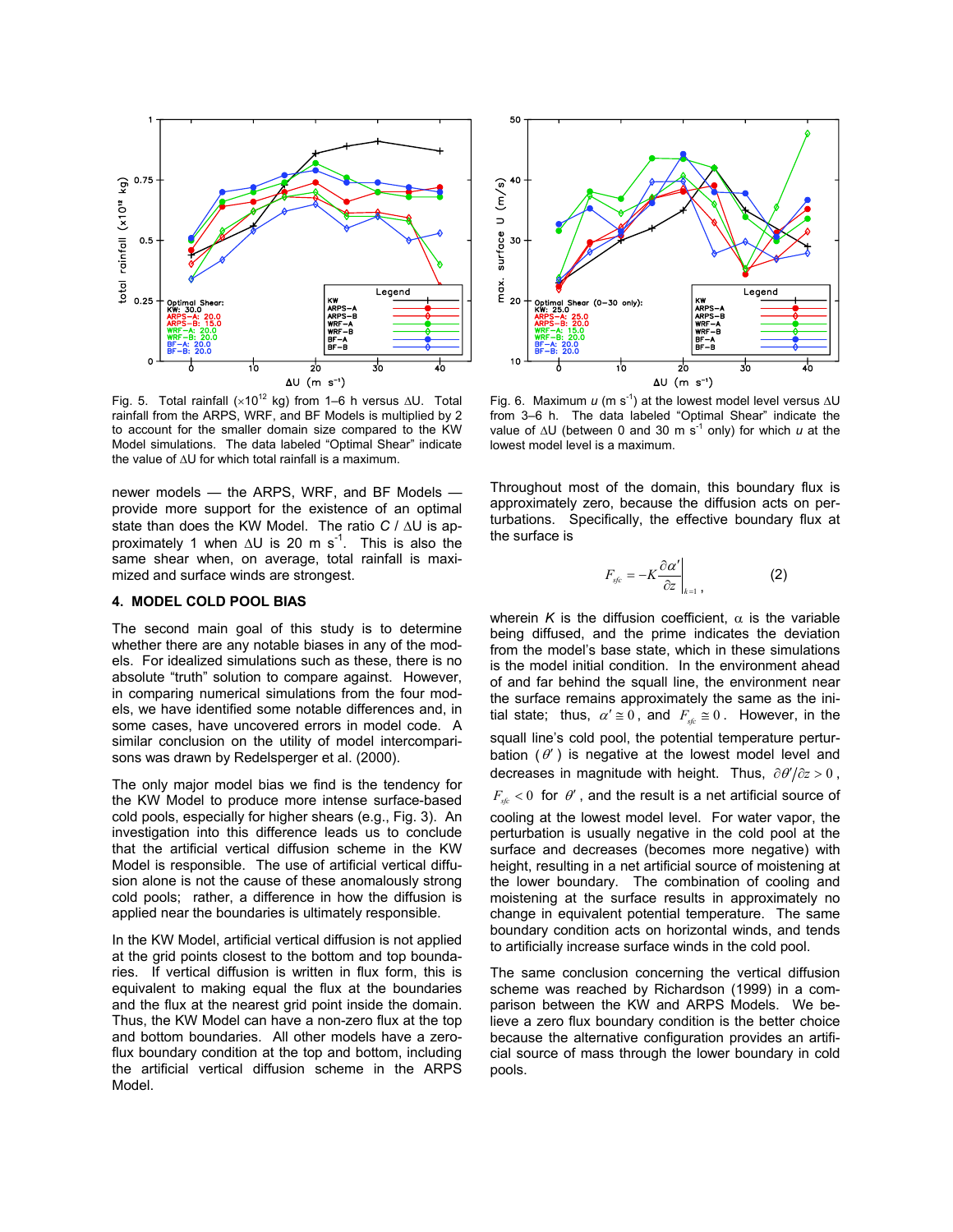Fig. 5. Total rainfall ($\times 10^{12}$ kg) from 1–6 h versus ΔU. Total rainfall from the ARPS, WRF, and BF Models is multiplied by 2 to account for the smaller domain size compared to the KW Model simulations. The data labeled "Optimal Shear" indicate the value of ΔU for which total rainfall is a maximum.

Fig. 6. Maximum $u$ (m s$^{-1}$) at the lowest model level versus ΔU from 3–6 h. The data labeled "Optimal Shear" indicate the value of ΔU (between 0 and 30 m s$^{-1}$ only) for which $u$ at the lowest model level is a maximum.

newer models — the ARPS, WRF, and BF Models — provide more support for the existence of an optimal state than does the KW Model. The ratio $C$ / ΔU is approximately 1 when ΔU is 20 m s$^{-1}$. This is also the same shear when, on average, total rainfall is maximized and surface winds are strongest.

## 4. MODEL COLD POOL BIAS

The second main goal of this study is to determine whether there are any notable biases in any of the models. For idealized simulations such as these, there is no absolute "truth" solution to compare against. However, in comparing numerical simulations from the four models, we have identified some notable differences and, in some cases, have uncovered errors in model code. A similar conclusion on the utility of model intercomparisons was drawn by Redelsperger et al. (2000).

The only major model bias we find is the tendency for the KW Model to produce more intense surface-based cold pools, especially for higher shears (e.g., Fig. 3). An investigation into this difference leads us to conclude that the artificial vertical diffusion scheme in the KW Model is responsible. The use of artificial vertical diffusion alone is not the cause of these anomalously strong cold pools; rather, a difference in how the diffusion is applied near the boundaries is ultimately responsible.

In the KW Model, artificial vertical diffusion is not applied at the grid points closest to the bottom and top boundaries. If vertical diffusion is written in flux form, this is equivalent to making equal the flux at the boundaries and the flux at the nearest grid point inside the domain. Thus, the KW Model can have a non-zero flux at the top and bottom boundaries. All other models have a zero-flux boundary condition at the top and bottom, including the artificial vertical diffusion scheme in the ARPS Model.

Throughout most of the domain, this boundary flux is approximately zero, because the diffusion acts on perturbations. Specifically, the effective boundary flux at the surface is

$$F_{sfc} = -K \left. \frac{\partial \alpha'}{\partial z} \right|_{k=1}, \qquad (2)$$

wherein $K$ is the diffusion coefficient, $\alpha$ is the variable being diffused, and the prime indicates the deviation from the model's base state, which in these simulations is the model initial condition. In the environment ahead of and far behind the squall line, the environment near the surface remains approximately the same as the initial state; thus, $\alpha' \cong 0$, and $F_{sfc} \cong 0$. However, in the squall line's cold pool, the potential temperature perturbation ($\theta'$) is negative at the lowest model level and decreases in magnitude with height. Thus, $\partial\theta'/\partial z > 0$, $F_{sfc} < 0$ for $\theta'$, and the result is a net artificial source of cooling at the lowest model level. For water vapor, the perturbation is usually negative in the cold pool at the surface and decreases (becomes more negative) with height, resulting in a net artificial source of moistening at the lower boundary. The combination of cooling and moistening at the surface results in approximately no change in equivalent potential temperature. The same boundary condition acts on horizontal winds, and tends to artificially increase surface winds in the cold pool.

The same conclusion concerning the vertical diffusion scheme was reached by Richardson (1999) in a comparison between the KW and ARPS Models. We believe a zero flux boundary condition is the better choice because the alternative configuration provides an artificial source of mass through the lower boundary in cold pools.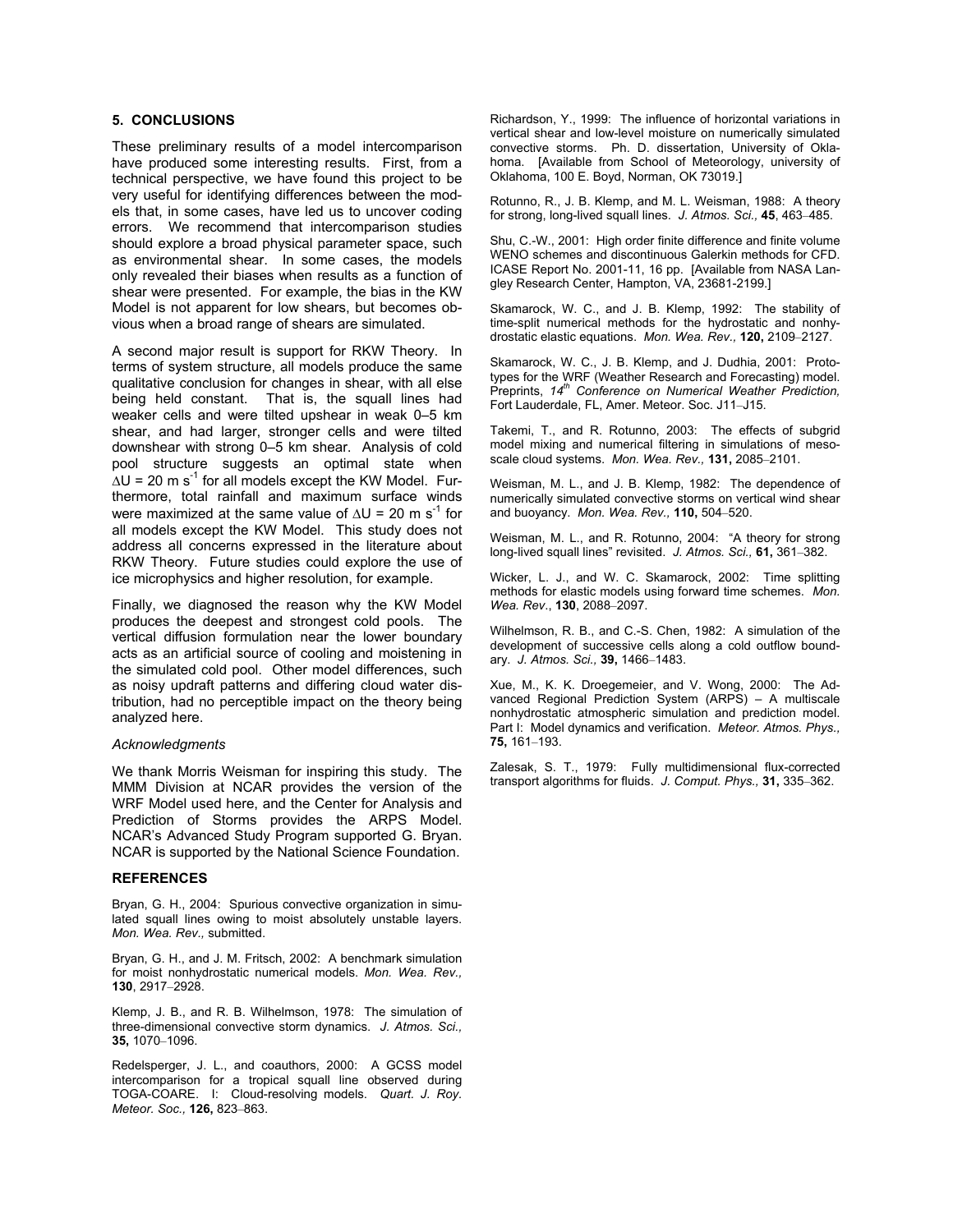## 5. CONCLUSIONS

These preliminary results of a model intercomparison have produced some interesting results. First, from a technical perspective, we have found this project to be very useful for identifying differences between the models that, in some cases, have led us to uncover coding errors. We recommend that intercomparison studies should explore a broad physical parameter space, such as environmental shear. In some cases, the models only revealed their biases when results as a function of shear were presented. For example, the bias in the KW Model is not apparent for low shears, but becomes obvious when a broad range of shears are simulated.

A second major result is support for RKW Theory. In terms of system structure, all models produce the same qualitative conclusion for changes in shear, with all else being held constant. That is, the squall lines had weaker cells and were tilted upshear in weak 0–5 km shear, and had larger, stronger cells and were tilted downshear with strong 0–5 km shear. Analysis of cold pool structure suggests an optimal state when $\Delta U = 20$ m s$^{-1}$ for all models except the KW Model. Furthermore, total rainfall and maximum surface winds were maximized at the same value of $\Delta U = 20$ m s$^{-1}$ for all models except the KW Model. This study does not address all concerns expressed in the literature about RKW Theory. Future studies could explore the use of ice microphysics and higher resolution, for example.

Finally, we diagnosed the reason why the KW Model produces the deepest and strongest cold pools. The vertical diffusion formulation near the lower boundary acts as an artificial source of cooling and moistening in the simulated cold pool. Other model differences, such as noisy updraft patterns and differing cloud water distribution, had no perceptible impact on the theory being analyzed here.

*Acknowledgments*

We thank Morris Weisman for inspiring this study. The MMM Division at NCAR provides the version of the WRF Model used here, and the Center for Analysis and Prediction of Storms provides the ARPS Model. NCAR's Advanced Study Program supported G. Bryan. NCAR is supported by the National Science Foundation.

## REFERENCES

Bryan, G. H., 2004: Spurious convective organization in simulated squall lines owing to moist absolutely unstable layers. *Mon. Wea. Rev.,* submitted.

Bryan, G. H., and J. M. Fritsch, 2002: A benchmark simulation for moist nonhydrostatic numerical models. *Mon. Wea. Rev.,* **130**, 2917–2928.

Klemp, J. B., and R. B. Wilhelmson, 1978: The simulation of three-dimensional convective storm dynamics. *J. Atmos. Sci.,* **35,** 1070–1096.

Redelsperger, J. L., and coauthors, 2000: A GCSS model intercomparison for a tropical squall line observed during TOGA-COARE. I: Cloud-resolving models. *Quart. J. Roy. Meteor. Soc.,* **126,** 823–863.

Richardson, Y., 1999: The influence of horizontal variations in vertical shear and low-level moisture on numerically simulated convective storms. Ph. D. dissertation, University of Oklahoma. [Available from School of Meteorology, university of Oklahoma, 100 E. Boyd, Norman, OK 73019.]

Rotunno, R., J. B. Klemp, and M. L. Weisman, 1988: A theory for strong, long-lived squall lines. *J. Atmos. Sci.,* **45**, 463–485.

Shu, C.-W., 2001: High order finite difference and finite volume WENO schemes and discontinuous Galerkin methods for CFD. ICASE Report No. 2001-11, 16 pp. [Available from NASA Langley Research Center, Hampton, VA, 23681-2199.]

Skamarock, W. C., and J. B. Klemp, 1992: The stability of time-split numerical methods for the hydrostatic and nonhydrostatic elastic equations. *Mon. Wea. Rev.,* **120,** 2109–2127.

Skamarock, W. C., J. B. Klemp, and J. Dudhia, 2001: Prototypes for the WRF (Weather Research and Forecasting) model. Preprints, *14th Conference on Numerical Weather Prediction,* Fort Lauderdale, FL, Amer. Meteor. Soc. J11–J15.

Takemi, T., and R. Rotunno, 2003: The effects of subgrid model mixing and numerical filtering in simulations of mesoscale cloud systems. *Mon. Wea. Rev.,* **131,** 2085–2101.

Weisman, M. L., and J. B. Klemp, 1982: The dependence of numerically simulated convective storms on vertical wind shear and buoyancy. *Mon. Wea. Rev.,* **110,** 504–520.

Weisman, M. L., and R. Rotunno, 2004: "A theory for strong long-lived squall lines" revisited. *J. Atmos. Sci.,* **61,** 361–382.

Wicker, L. J., and W. C. Skamarock, 2002: Time splitting methods for elastic models using forward time schemes. *Mon. Wea. Rev*., **130**, 2088–2097.

Wilhelmson, R. B., and C.-S. Chen, 1982: A simulation of the development of successive cells along a cold outflow boundary. *J. Atmos. Sci.,* **39,** 1466–1483.

Xue, M., K. K. Droegemeier, and V. Wong, 2000: The Advanced Regional Prediction System (ARPS) – A multiscale nonhydrostatic atmospheric simulation and prediction model. Part I: Model dynamics and verification. *Meteor. Atmos. Phys.,* **75,** 161–193.

Zalesak, S. T., 1979: Fully multidimensional flux-corrected transport algorithms for fluids. *J. Comput. Phys.,* **31,** 335–362.